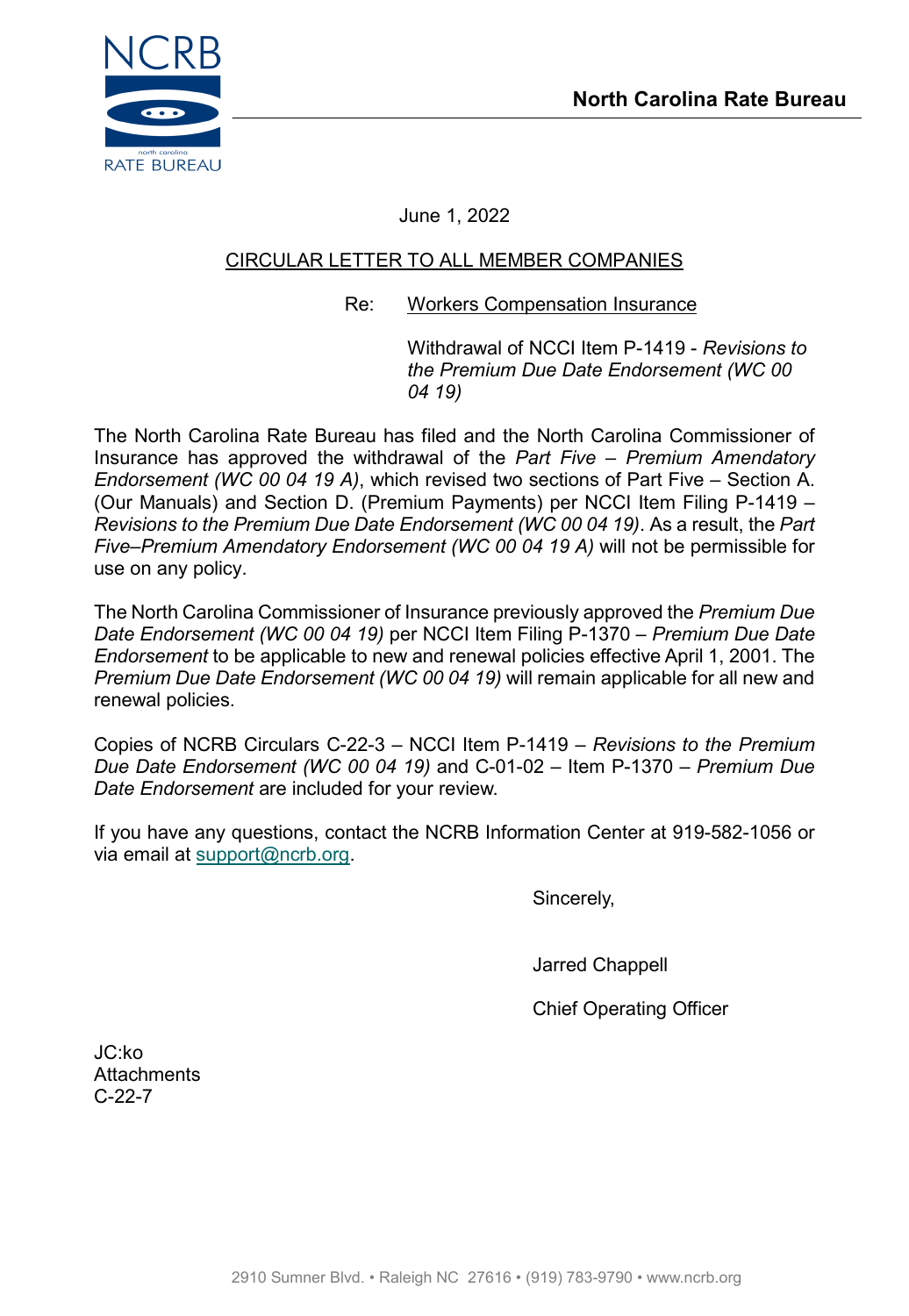**North Carolina Rate Bureau**

June 1, 2022

CIRCULAR LETTER TO ALL MEMBER COMPANIES

Re: Workers Compensation Insurance

Withdrawal of NCCI Item P-1419 - *Revisions to the Premium Due Date Endorsement (WC 00 04 19)*

The North Carolina Rate Bureau has filed and the North Carolina Commissioner of Insurance has approved the withdrawal of the *Part Five – Premium Amendatory Endorsement (WC 00 04 19 A)*, which revised two sections of Part Five – Section A. (Our Manuals) and Section D. (Premium Payments) per NCCI Item Filing P-1419 – *Revisions to the Premium Due Date Endorsement (WC 00 04 19)*. As a result, the *Part Five–Premium Amendatory Endorsement (WC 00 04 19 A)* will not be permissible for use on any policy.

The North Carolina Commissioner of Insurance previously approved the *Premium Due Date Endorsement (WC 00 04 19)* per NCCI Item Filing P-1370 – *Premium Due Date Endorsement* to be applicable to new and renewal policies effective April 1, 2001. The *Premium Due Date Endorsement (WC 00 04 19)* will remain applicable for all new and renewal policies.

Copies of NCRB Circulars C-22-3 – NCCI Item P-1419 – *Revisions to the Premium Due Date Endorsement (WC 00 04 19)* and C-01-02 – Item P-1370 – *Premium Due Date Endorsement* are included for your review.

If you have any questions, contact the NCRB Information Center at 919-582-1056 or via email at support@ncrb.org.

Sincerely,

Jarred Chappell

Chief Operating Officer

JC:ko
Attachments
C-22-7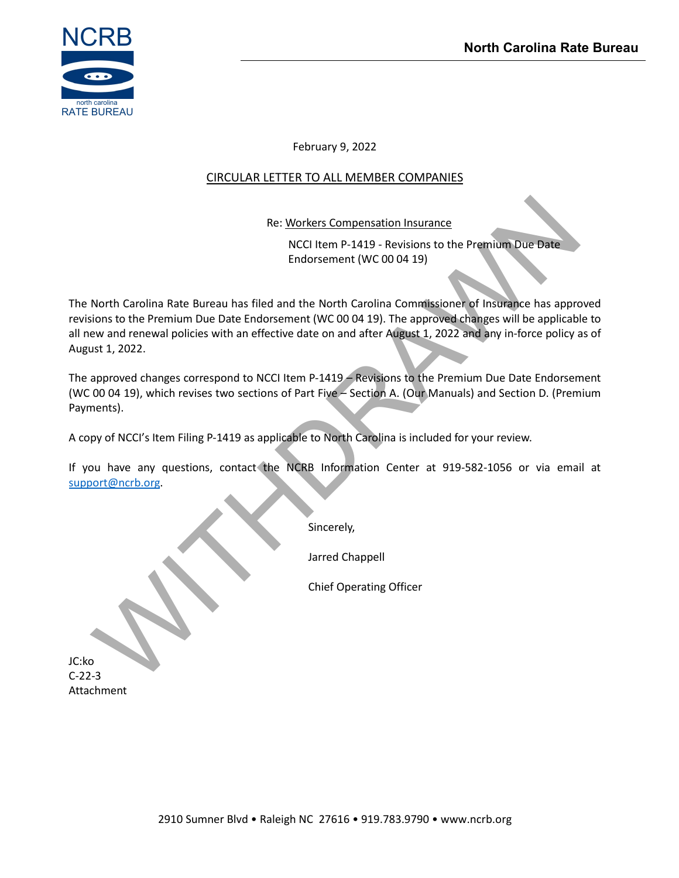February 9, 2022

CIRCULAR LETTER TO ALL MEMBER COMPANIES

Re: Workers Compensation Insurance

NCCI Item P-1419 - Revisions to the Premium Due Date Endorsement (WC 00 04 19)

The North Carolina Rate Bureau has filed and the North Carolina Commissioner of Insurance has approved revisions to the Premium Due Date Endorsement (WC 00 04 19). The approved changes will be applicable to all new and renewal policies with an effective date on and after August 1, 2022 and any in-force policy as of August 1, 2022.

The approved changes correspond to NCCI Item P-1419 – Revisions to the Premium Due Date Endorsement (WC 00 04 19), which revises two sections of Part Five – Section A. (Our Manuals) and Section D. (Premium Payments).

A copy of NCCI's Item Filing P-1419 as applicable to North Carolina is included for your review.

If you have any questions, contact the NCRB Information Center at 919-582-1056 or via email at support@ncrb.org.

Sincerely,

Jarred Chappell

Chief Operating Officer

JC:ko
C-22-3
Attachment

WITHDRAWN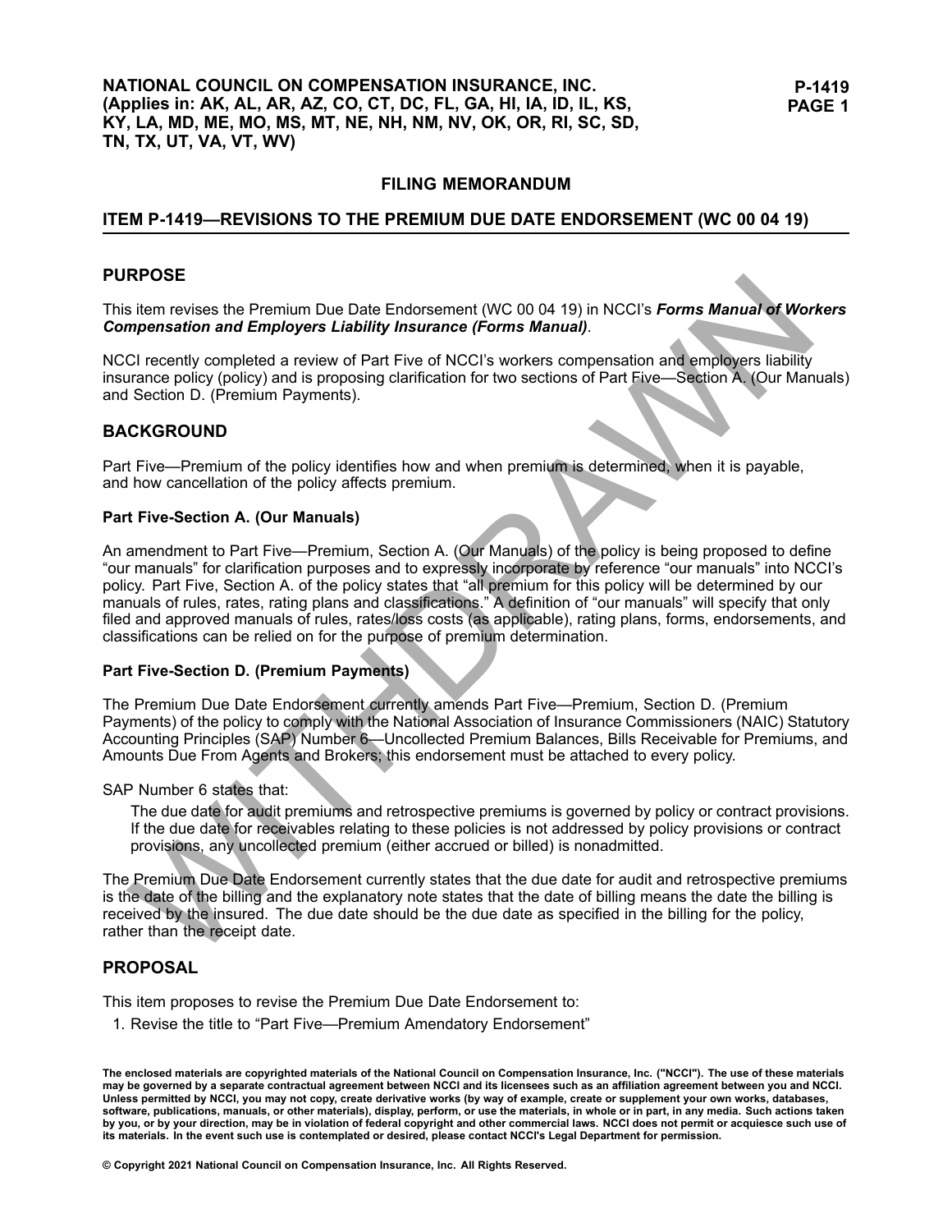NATIONAL COUNCIL ON COMPENSATION INSURANCE, INC.
(Applies in: AK, AL, AR, AZ, CO, CT, DC, FL, GA, HI, IA, ID, IL, KS, KY, LA, MD, ME, MO, MS, MT, NE, NH, NM, NV, OK, OR, RI, SC, SD, TN, TX, UT, VA, VT, WV)

P-1419
PAGE 1

## FILING MEMORANDUM

## ITEM P-1419—REVISIONS TO THE PREMIUM DUE DATE ENDORSEMENT (WC 00 04 19)

## PURPOSE

This item revises the Premium Due Date Endorsement (WC 00 04 19) in NCCI's ***Forms Manual of Workers Compensation and Employers Liability Insurance (Forms Manual)***.

NCCI recently completed a review of Part Five of NCCI's workers compensation and employers liability insurance policy (policy) and is proposing clarification for two sections of Part Five—Section A. (Our Manuals) and Section D. (Premium Payments).

## BACKGROUND

Part Five—Premium of the policy identifies how and when premium is determined, when it is payable, and how cancellation of the policy affects premium.

### Part Five-Section A. (Our Manuals)

An amendment to Part Five—Premium, Section A. (Our Manuals) of the policy is being proposed to define "our manuals" for clarification purposes and to expressly incorporate by reference "our manuals" into NCCI's policy. Part Five, Section A. of the policy states that "all premium for this policy will be determined by our manuals of rules, rates, rating plans and classifications." A definition of "our manuals" will specify that only filed and approved manuals of rules, rates/loss costs (as applicable), rating plans, forms, endorsements, and classifications can be relied on for the purpose of premium determination.

### Part Five-Section D. (Premium Payments)

The Premium Due Date Endorsement currently amends Part Five—Premium, Section D. (Premium Payments) of the policy to comply with the National Association of Insurance Commissioners (NAIC) Statutory Accounting Principles (SAP) Number 6—Uncollected Premium Balances, Bills Receivable for Premiums, and Amounts Due From Agents and Brokers; this endorsement must be attached to every policy.

SAP Number 6 states that:

> The due date for audit premiums and retrospective premiums is governed by policy or contract provisions. If the due date for receivables relating to these policies is not addressed by policy provisions or contract provisions, any uncollected premium (either accrued or billed) is nonadmitted.

The Premium Due Date Endorsement currently states that the due date for audit and retrospective premiums is the date of the billing and the explanatory note states that the date of billing means the date the billing is received by the insured. The due date should be the due date as specified in the billing for the policy, rather than the receipt date.

## PROPOSAL

This item proposes to revise the Premium Due Date Endorsement to:

1. Revise the title to "Part Five—Premium Amendatory Endorsement"

**The enclosed materials are copyrighted materials of the National Council on Compensation Insurance, Inc. ("NCCI"). The use of these materials may be governed by a separate contractual agreement between NCCI and its licensees such as an affiliation agreement between you and NCCI. Unless permitted by NCCI, you may not copy, create derivative works (by way of example, create or supplement your own works, databases, software, publications, manuals, or other materials), display, perform, or use the materials, in whole or in part, in any media. Such actions taken by you, or by your direction, may be in violation of federal copyright and other commercial laws. NCCI does not permit or acquiesce such use of its materials. In the event such use is contemplated or desired, please contact NCCI's Legal Department for permission.**

**© Copyright 2021 National Council on Compensation Insurance, Inc. All Rights Reserved.**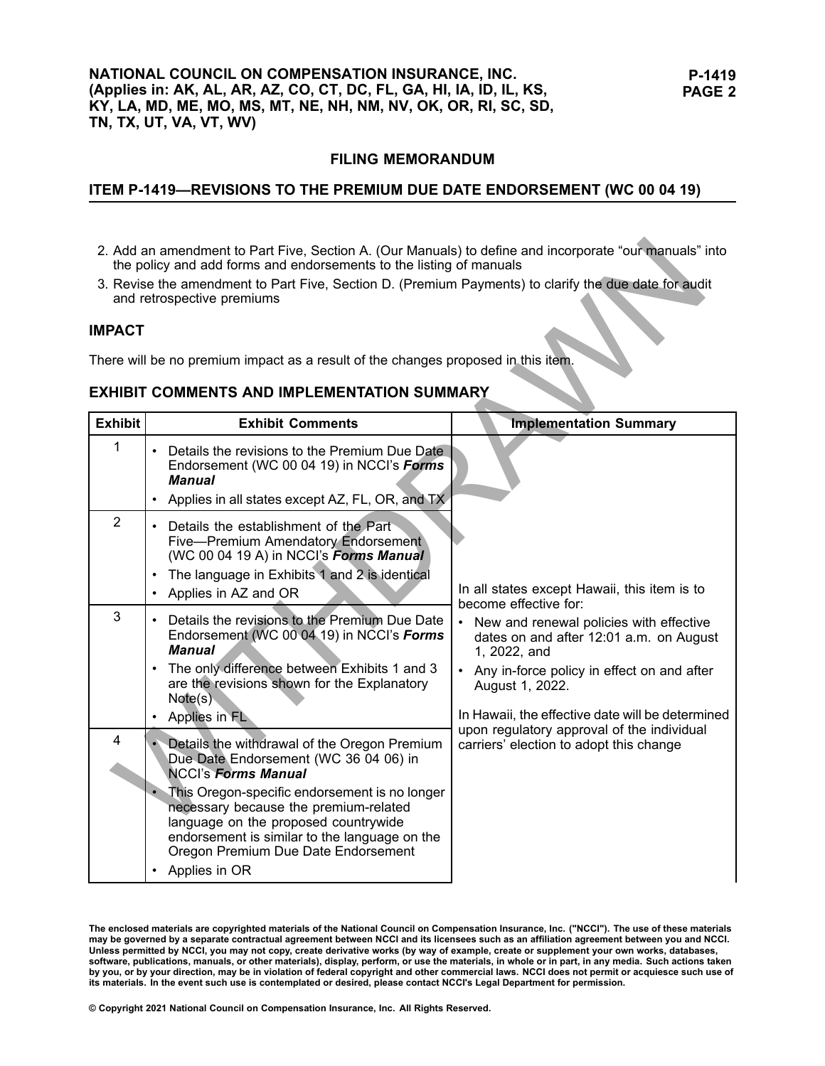## FILING MEMORANDUM

## ITEM P-1419—REVISIONS TO THE PREMIUM DUE DATE ENDORSEMENT (WC 00 04 19)

2. Add an amendment to Part Five, Section A. (Our Manuals) to define and incorporate "our manuals" into the policy and add forms and endorsements to the listing of manuals
3. Revise the amendment to Part Five, Section D. (Premium Payments) to clarify the due date for audit and retrospective premiums

### IMPACT

There will be no premium impact as a result of the changes proposed in this item.

### EXHIBIT COMMENTS AND IMPLEMENTATION SUMMARY

| Exhibit | Exhibit Comments | Implementation Summary |
|---|---|---|
| 1 | • Details the revisions to the Premium Due Date Endorsement (WC 00 04 19) in NCCI's ***Forms Manual***<br>• Applies in all states except AZ, FL, OR, and TX | In all states except Hawaii, this item is to become effective for:<br>• New and renewal policies with effective dates on and after 12:01 a.m. on August 1, 2022, and<br>• Any in-force policy in effect on and after August 1, 2022.<br><br>In Hawaii, the effective date will be determined upon regulatory approval of the individual carriers' election to adopt this change |
| 2 | • Details the establishment of the Part Five—Premium Amendatory Endorsement (WC 00 04 19 A) in NCCI's ***Forms Manual***<br>• The language in Exhibits 1 and 2 is identical<br>• Applies in AZ and OR | |
| 3 | • Details the revisions to the Premium Due Date Endorsement (WC 00 04 19) in NCCI's ***Forms Manual***<br>• The only difference between Exhibits 1 and 3 are the revisions shown for the Explanatory Note(s)<br>• Applies in FL | |
| 4 | • Details the withdrawal of the Oregon Premium Due Date Endorsement (WC 36 04 06) in NCCI's ***Forms Manual***<br>• This Oregon-specific endorsement is no longer necessary because the premium-related language on the proposed countrywide endorsement is similar to the language on the Oregon Premium Due Date Endorsement<br>• Applies in OR | |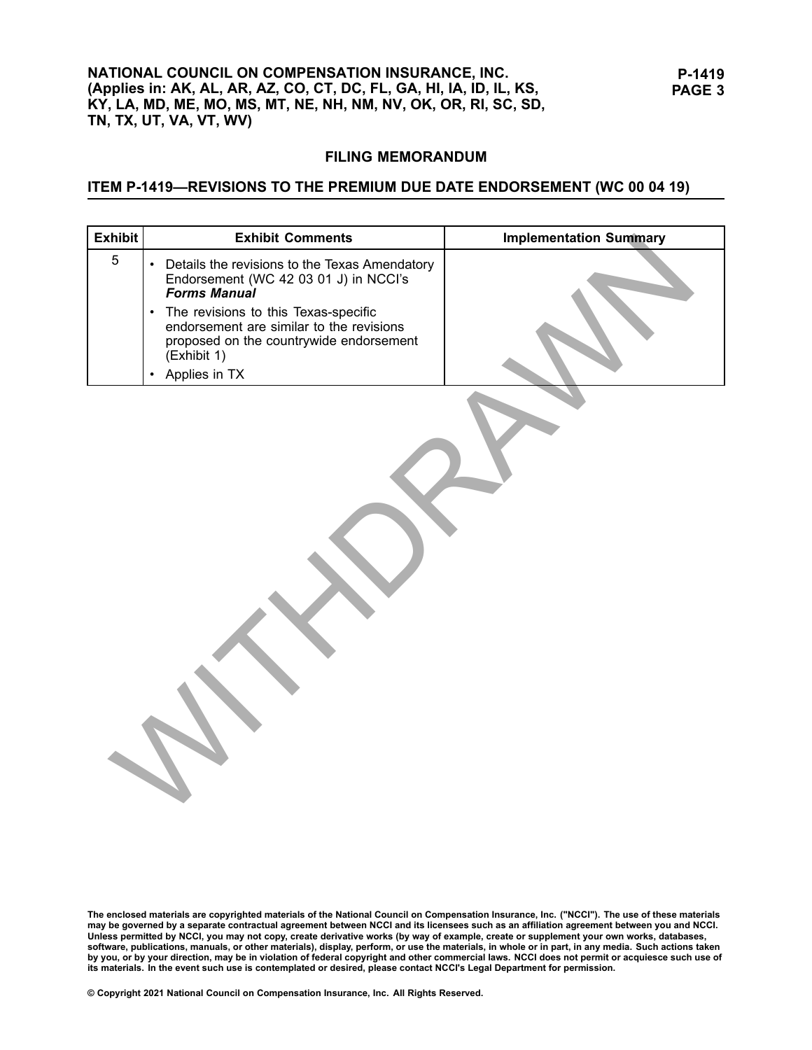## FILING MEMORANDUM

### ITEM P-1419—REVISIONS TO THE PREMIUM DUE DATE ENDORSEMENT (WC 00 04 19)

| Exhibit | Exhibit Comments | Implementation Summary |
|---|---|---|
| 5 | • Details the revisions to the Texas Amendatory Endorsement (WC 42 03 01 J) in NCCI's ***Forms Manual*** <br> • The revisions to this Texas-specific endorsement are similar to the revisions proposed on the countrywide endorsement (Exhibit 1) <br> • Applies in TX | |

WITHDRAWN

The enclosed materials are copyrighted materials of the National Council on Compensation Insurance, Inc. ("NCCI"). The use of these materials may be governed by a separate contractual agreement between NCCI and its licensees such as an affiliation agreement between you and NCCI. Unless permitted by NCCI, you may not copy, create derivative works (by way of example, create or supplement your own works, databases, software, publications, manuals, or other materials), display, perform, or use the materials, in whole or in part, in any media. Such actions taken by you, or by your direction, may be in violation of federal copyright and other commercial laws. NCCI does not permit or acquiesce such use of its materials. In the event such use is contemplated or desired, please contact NCCI's Legal Department for permission.

© Copyright 2021 National Council on Compensation Insurance, Inc. All Rights Reserved.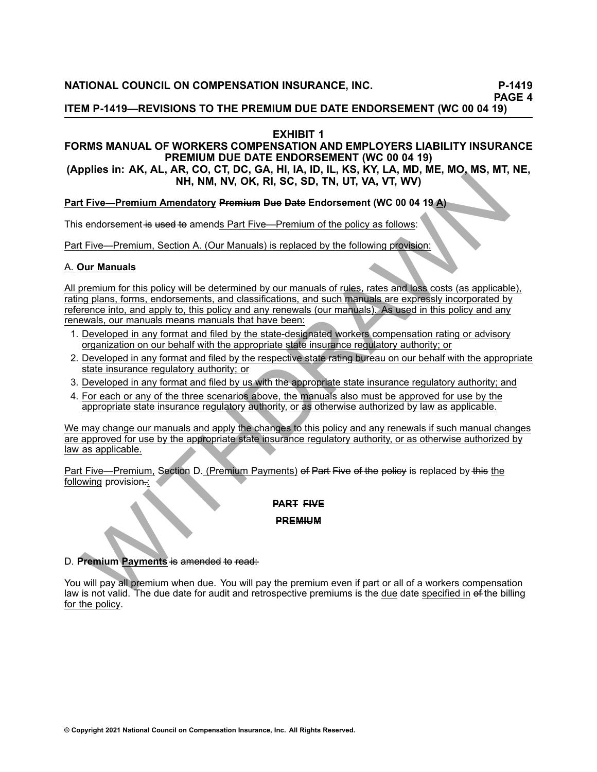# EXHIBIT 1

## FORMS MANUAL OF WORKERS COMPENSATION AND EMPLOYERS LIABILITY INSURANCE PREMIUM DUE DATE ENDORSEMENT (WC 00 04 19)

**(Applies in: AK, AL, AR, CO, CT, DC, GA, HI, IA, ID, IL, KS, KY, LA, MD, ME, MO, MS, MT, NE, NH, NM, NV, OK, RI, SC, SD, TN, UT, VA, VT, WV)**

**Part Five—Premium Amendatory ~~Premium Due Date~~ Endorsement (WC 00 04 19 A)**

This endorsement ~~is used to~~ amends Part Five—Premium of the policy as follows:

Part Five—Premium, Section A. (Our Manuals) is replaced by the following provision:

A. **Our Manuals**

All premium for this policy will be determined by our manuals of rules, rates and loss costs (as applicable), rating plans, forms, endorsements, and classifications, and such manuals are expressly incorporated by reference into, and apply to, this policy and any renewals (our manuals). As used in this policy and any renewals, our manuals means manuals that have been:

1. Developed in any format and filed by the state-designated workers compensation rating or advisory organization on our behalf with the appropriate state insurance regulatory authority; or
2. Developed in any format and filed by the respective state rating bureau on our behalf with the appropriate state insurance regulatory authority; or
3. Developed in any format and filed by us with the appropriate state insurance regulatory authority; and
4. For each or any of the three scenarios above, the manuals also must be approved for use by the appropriate state insurance regulatory authority, or as otherwise authorized by law as applicable.

We may change our manuals and apply the changes to this policy and any renewals if such manual changes are approved for use by the appropriate state insurance regulatory authority, or as otherwise authorized by law as applicable.

Part Five—Premium, Section D. (Premium Payments) ~~of Part Five of the policy~~ is replaced by ~~this~~ the following provision~~.~~:

**~~PART FIVE~~**

**~~PREMIUM~~**

D. **Premium Payments** ~~is amended to read:~~

You will pay all premium when due. You will pay the premium even if part or all of a workers compensation law is not valid. The due date for audit and retrospective premiums is the due date specified in ~~of~~ the billing for the policy.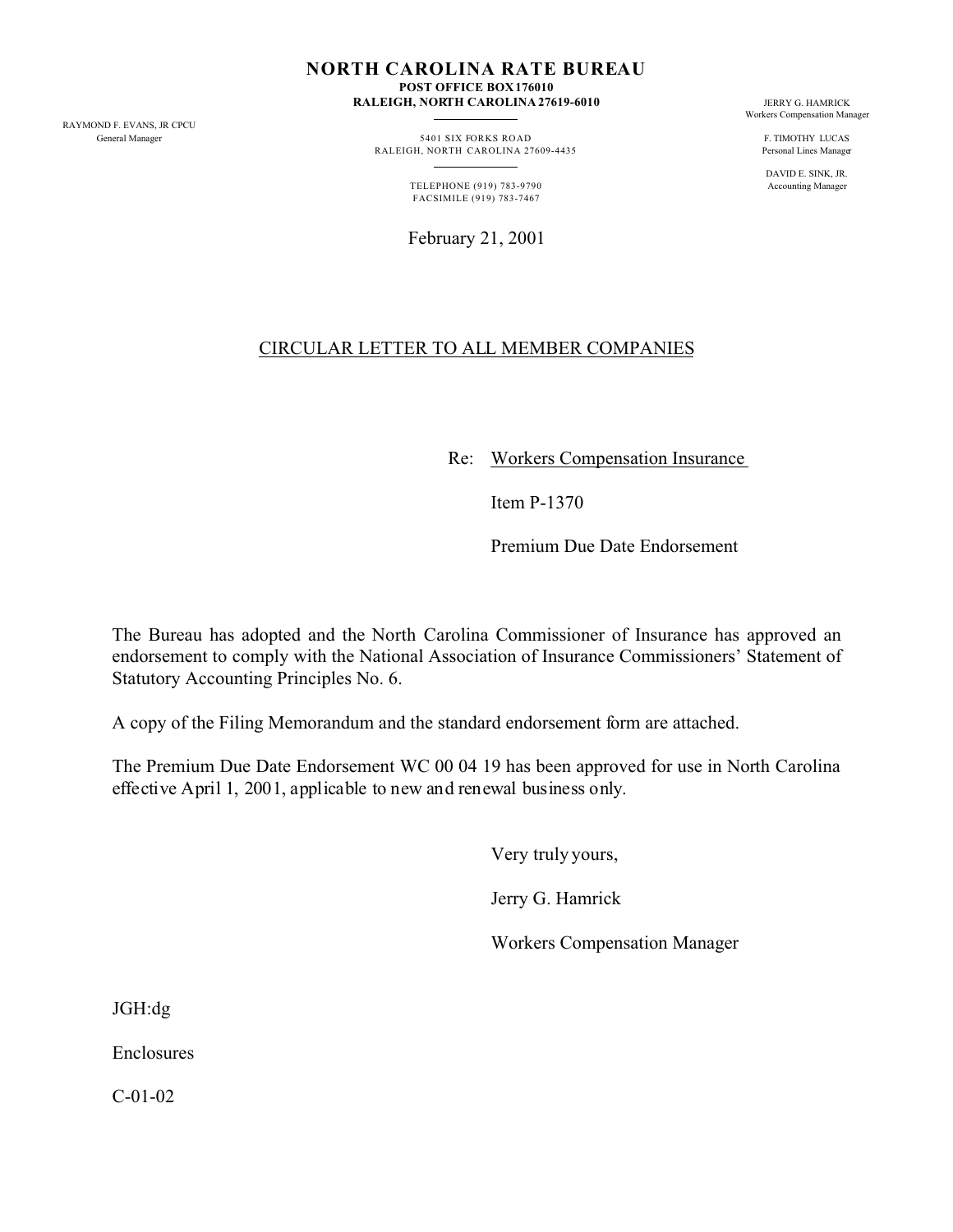# NORTH CAROLINA RATE BUREAU

**POST OFFICE BOX 176010**
**RALEIGH, NORTH CAROLINA 27619-6010**

RAYMOND F. EVANS, JR CPCU
General Manager

5401 SIX FORKS ROAD
RALEIGH, NORTH CAROLINA 27609-4435

TELEPHONE (919) 783-9790
FACSIMILE (919) 783-7467

JERRY G. HAMRICK
Workers Compensation Manager

F. TIMOTHY LUCAS
Personal Lines Manager

DAVID E. SINK, JR.
Accounting Manager

February 21, 2001

CIRCULAR LETTER TO ALL MEMBER COMPANIES

Re: Workers Compensation Insurance

Item P-1370

Premium Due Date Endorsement

The Bureau has adopted and the North Carolina Commissioner of Insurance has approved an endorsement to comply with the National Association of Insurance Commissioners' Statement of Statutory Accounting Principles No. 6.

A copy of the Filing Memorandum and the standard endorsement form are attached.

The Premium Due Date Endorsement WC 00 04 19 has been approved for use in North Carolina effective April 1, 2001, applicable to new and renewal business only.

Very truly yours,

Jerry G. Hamrick

Workers Compensation Manager

JGH:dg

Enclosures

C-01-02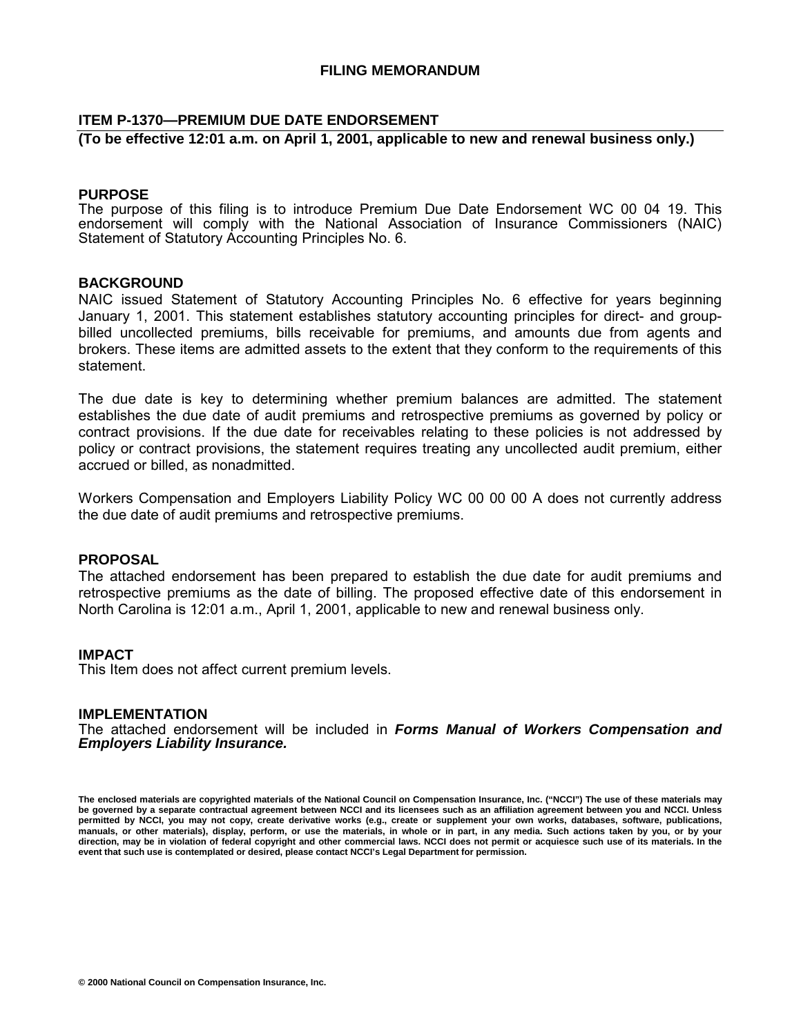# FILING MEMORANDUM

## ITEM P-1370—PREMIUM DUE DATE ENDORSEMENT

**(To be effective 12:01 a.m. on April 1, 2001, applicable to new and renewal business only.)**

### PURPOSE

The purpose of this filing is to introduce Premium Due Date Endorsement WC 00 04 19. This endorsement will comply with the National Association of Insurance Commissioners (NAIC) Statement of Statutory Accounting Principles No. 6.

### BACKGROUND

NAIC issued Statement of Statutory Accounting Principles No. 6 effective for years beginning January 1, 2001. This statement establishes statutory accounting principles for direct- and group-billed uncollected premiums, bills receivable for premiums, and amounts due from agents and brokers. These items are admitted assets to the extent that they conform to the requirements of this statement.

The due date is key to determining whether premium balances are admitted. The statement establishes the due date of audit premiums and retrospective premiums as governed by policy or contract provisions. If the due date for receivables relating to these policies is not addressed by policy or contract provisions, the statement requires treating any uncollected audit premium, either accrued or billed, as nonadmitted.

Workers Compensation and Employers Liability Policy WC 00 00 00 A does not currently address the due date of audit premiums and retrospective premiums.

### PROPOSAL

The attached endorsement has been prepared to establish the due date for audit premiums and retrospective premiums as the date of billing. The proposed effective date of this endorsement in North Carolina is 12:01 a.m., April 1, 2001, applicable to new and renewal business only.

### IMPACT

This Item does not affect current premium levels.

### IMPLEMENTATION

The attached endorsement will be included in ***Forms Manual of Workers Compensation and Employers Liability Insurance.***

**The enclosed materials are copyrighted materials of the National Council on Compensation Insurance, Inc. ("NCCI") The use of these materials may be governed by a separate contractual agreement between NCCI and its licensees such as an affiliation agreement between you and NCCI. Unless permitted by NCCI, you may not copy, create derivative works (e.g., create or supplement your own works, databases, software, publications, manuals, or other materials), display, perform, or use the materials, in whole or in part, in any media. Such actions taken by you, or by your direction, may be in violation of federal copyright and other commercial laws. NCCI does not permit or acquiesce such use of its materials. In the event that such use is contemplated or desired, please contact NCCI's Legal Department for permission.**

**© 2000 National Council on Compensation Insurance, Inc.**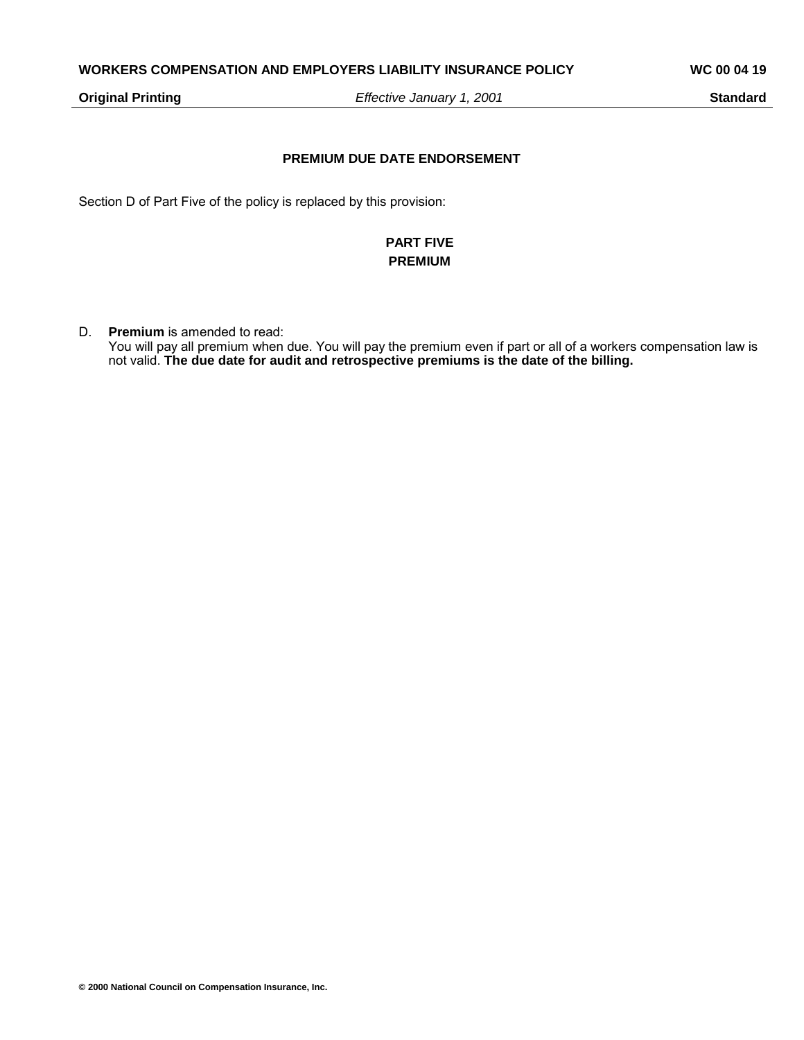## PREMIUM DUE DATE ENDORSEMENT

Section D of Part Five of the policy is replaced by this provision:

### PART FIVE
### PREMIUM

D. **Premium** is amended to read:
You will pay all premium when due. You will pay the premium even if part or all of a workers compensation law is not valid. **The due date for audit and retrospective premiums is the date of the billing.**